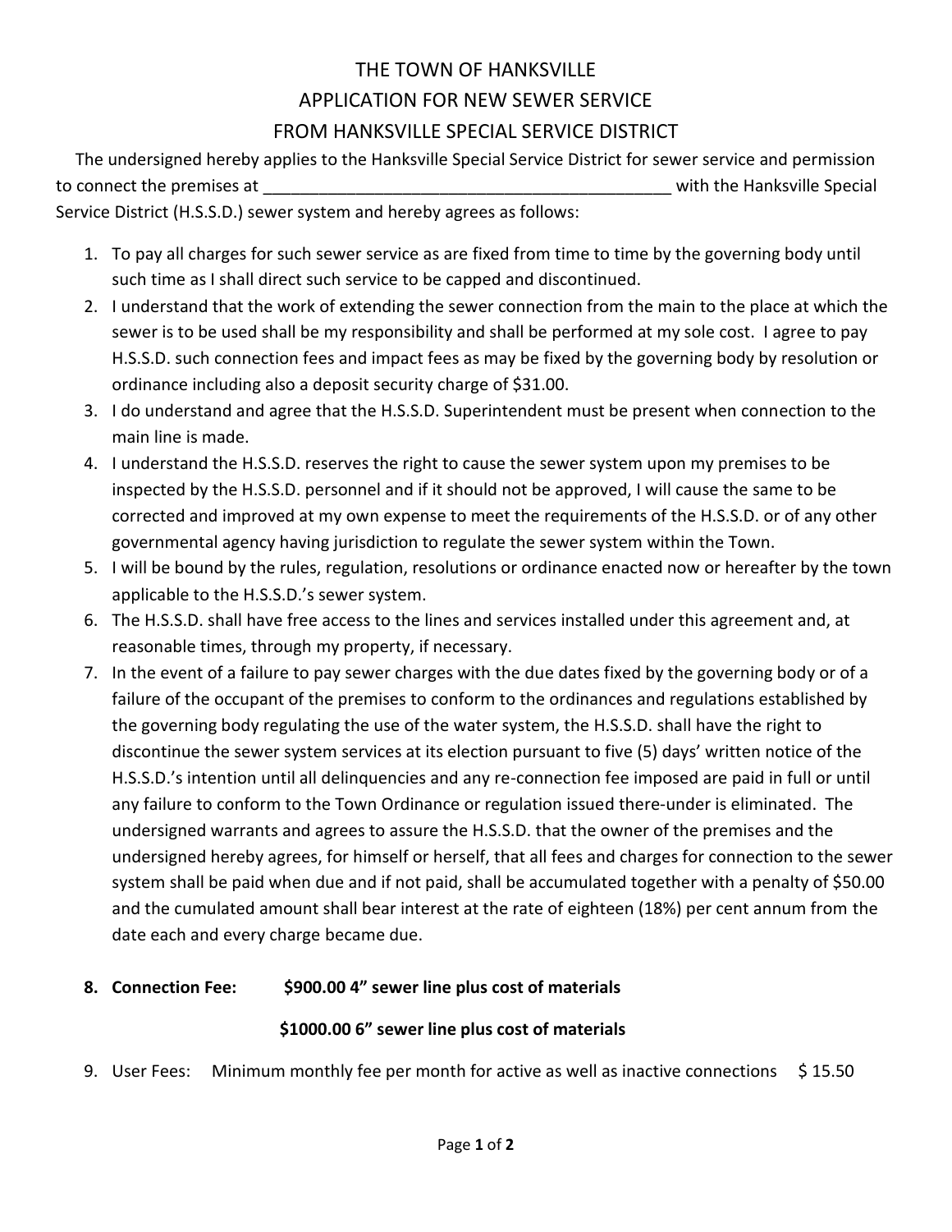# THE TOWN OF HANKSVILLE
# APPLICATION FOR NEW SEWER SERVICE
# FROM HANKSVILLE SPECIAL SERVICE DISTRICT

The undersigned hereby applies to the Hanksville Special Service District for sewer service and permission to connect the premises at ____________________________________________ with the Hanksville Special Service District (H.S.S.D.) sewer system and hereby agrees as follows:

1. To pay all charges for such sewer service as are fixed from time to time by the governing body until such time as I shall direct such service to be capped and discontinued.
2. I understand that the work of extending the sewer connection from the main to the place at which the sewer is to be used shall be my responsibility and shall be performed at my sole cost. I agree to pay H.S.S.D. such connection fees and impact fees as may be fixed by the governing body by resolution or ordinance including also a deposit security charge of $31.00.
3. I do understand and agree that the H.S.S.D. Superintendent must be present when connection to the main line is made.
4. I understand the H.S.S.D. reserves the right to cause the sewer system upon my premises to be inspected by the H.S.S.D. personnel and if it should not be approved, I will cause the same to be corrected and improved at my own expense to meet the requirements of the H.S.S.D. or of any other governmental agency having jurisdiction to regulate the sewer system within the Town.
5. I will be bound by the rules, regulation, resolutions or ordinance enacted now or hereafter by the town applicable to the H.S.S.D.'s sewer system.
6. The H.S.S.D. shall have free access to the lines and services installed under this agreement and, at reasonable times, through my property, if necessary.
7. In the event of a failure to pay sewer charges with the due dates fixed by the governing body or of a failure of the occupant of the premises to conform to the ordinances and regulations established by the governing body regulating the use of the water system, the H.S.S.D. shall have the right to discontinue the sewer system services at its election pursuant to five (5) days' written notice of the H.S.S.D.'s intention until all delinquencies and any re-connection fee imposed are paid in full or until any failure to conform to the Town Ordinance or regulation issued there-under is eliminated. The undersigned warrants and agrees to assure the H.S.S.D. that the owner of the premises and the undersigned hereby agrees, for himself or herself, that all fees and charges for connection to the sewer system shall be paid when due and if not paid, shall be accumulated together with a penalty of $50.00 and the cumulated amount shall bear interest at the rate of eighteen (18%) per cent annum from the date each and every charge became due.
8. **Connection Fee: $900.00 4" sewer line plus cost of materials**

   **$1000.00 6" sewer line plus cost of materials**
9. User Fees: Minimum monthly fee per month for active as well as inactive connections $ 15.50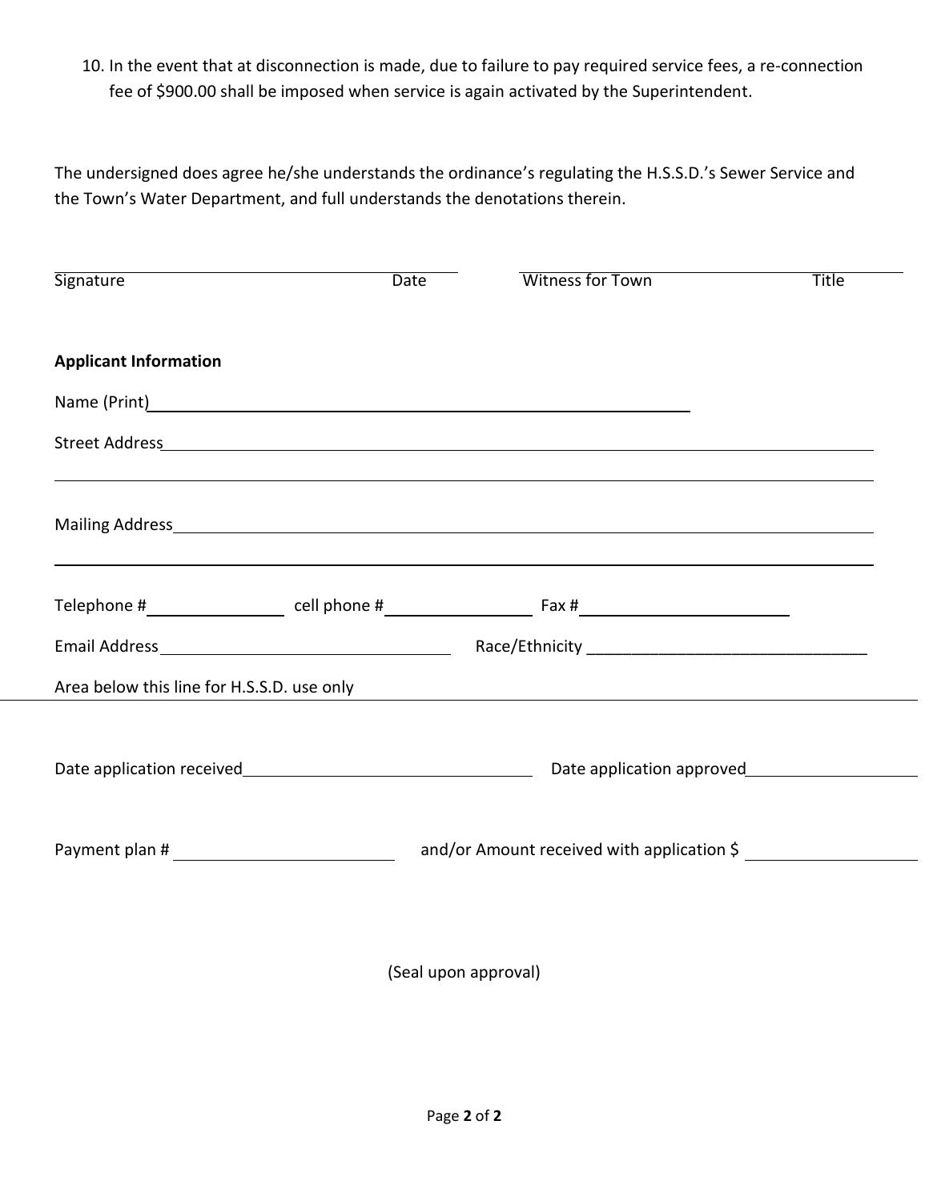10. In the event that at disconnection is made, due to failure to pay required service fees, a re-connection fee of $900.00 shall be imposed when service is again activated by the Superintendent.

The undersigned does agree he/she understands the ordinance's regulating the H.S.S.D.'s Sewer Service and the Town's Water Department, and full understands the denotations therein.

______________________________ ________ ______________________________ ________
Signature Date Witness for Town Title

**Applicant Information**

Name (Print)______________________________________________

Street Address______________________________________________________________

______________________________________________________________

Mailing Address______________________________________________________________

______________________________________________________________

Telephone #______________ cell phone #______________ Fax #____________________

Email Address ____________________________ Race/Ethnicity ____________________________

Area below this line for H.S.S.D. use only

---

Date application received____________________________ Date application approved________________

Payment plan # ____________________ and/or Amount received with application $ ________________

(Seal upon approval)